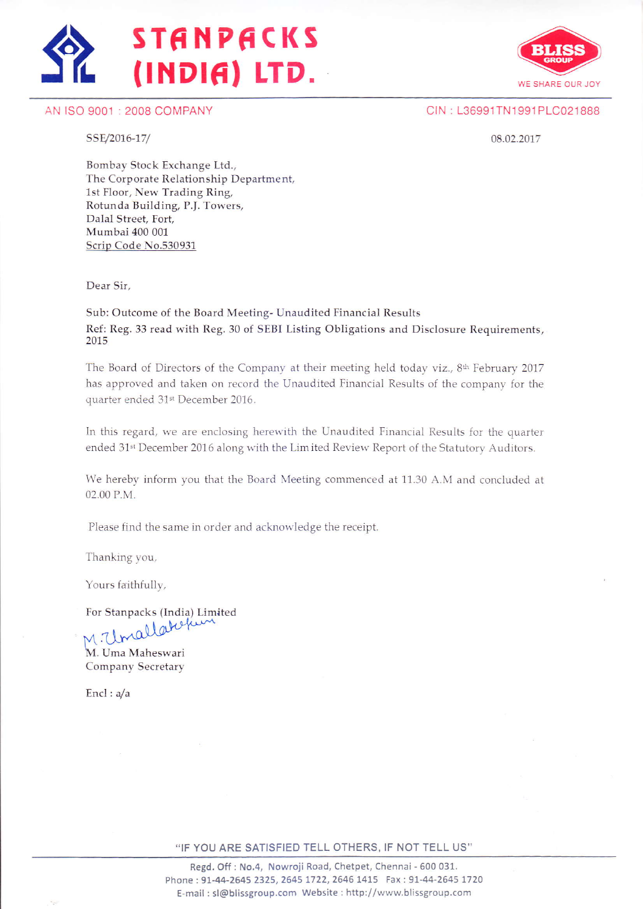# STANPACKS (INDIA) LTD.

BLISS GROUP
WE SHARE OUR JOY

AN ISO 9001 : 2008 COMPANY

CIN : L36991TN1991PLC021888

SSE/2016-17/

08.02.2017

Bombay Stock Exchange Ltd.,
The Corporate Relationship Department,
1st Floor, New Trading Ring,
Rotunda Building, P.J. Towers,
Dalal Street, Fort,
Mumbai 400 001
Scrip Code No.530931

Dear Sir,

Sub: Outcome of the Board Meeting- Unaudited Financial Results
Ref: Reg. 33 read with Reg. 30 of SEBI Listing Obligations and Disclosure Requirements, 2015

The Board of Directors of the Company at their meeting held today viz., 8th February 2017 has approved and taken on record the Unaudited Financial Results of the company for the quarter ended 31st December 2016.

In this regard, we are enclosing herewith the Unaudited Financial Results for the quarter ended 31st December 2016 along with the Limited Review Report of the Statutory Auditors.

We hereby inform you that the Board Meeting commenced at 11.30 A.M and concluded at 02.00 P.M.

Please find the same in order and acknowledge the receipt.

Thanking you,

Yours faithfully,

For Stanpacks (India) Limited

M. Uma Maheswari
Company Secretary

Encl : a/a

"IF YOU ARE SATISFIED TELL OTHERS, IF NOT TELL US"

Regd. Off : No.4, Nowroji Road, Chetpet, Chennai - 600 031.
Phone : 91-44-2645 2325, 2645 1722, 2646 1415 Fax : 91-44-2645 1720
E-mail : sl@blissgroup.com Website : http://www.blissgroup.com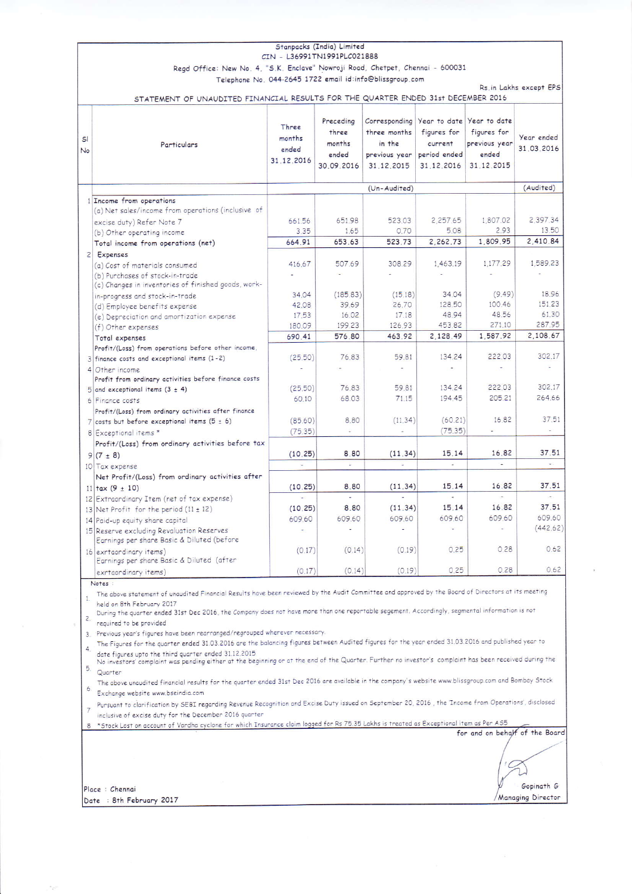Stanpacks (India) Limited

CIN - L36991TN1991PLC021888

Regd Office: New No. 4, "S.K. Enclave" Nowroji Road, Chetpet, Chennai - 600031

Telephone No. 044-2645 1722 email id:info@blissgroup.com

Rs.in Lakhs except EPS

STATEMENT OF UNAUDITED FINANCIAL RESULTS FOR THE QUARTER ENDED 31st DECEMBER 2016

| Sl No | Particulars | Three months ended 31.12.2016 | Preceding three months ended 30.09.2016 | Corresponding three months in the previous year 31.12.2015 | Year to date figures for current period ended 31.12.2016 | Year to date figures for previous year ended 31.12.2015 | Year ended 31.03.2016 |
|---|---|---|---|---|---|---|---|
| | | (Un-Audited) | | | | | (Audited) |
| 1 | Income from operations | | | | | | |
| | (a) Net sales/income from operations (inclusive of excise duty) Refer Note 7 | 661.56 | 651.98 | 523.03 | 2,257.65 | 1,807.02 | 2,397.34 |
| | (b) Other operating income | 3.35 | 1.65 | 0.70 | 5.08 | 2.93 | 13.50 |
| | Total income from operations (net) | 664.91 | 653.63 | 523.73 | 2,262.73 | 1,809.95 | 2,410.84 |
| 2 | Expenses | | | | | | |
| | (a) Cost of materials consumed | 416.67 | 507.69 | 308.29 | 1,463.19 | 1,177.29 | 1,589.23 |
| | (b) Purchases of stock-in-trade | - | - | - | - | - | - |
| | (c) Changes in inventories of finished goods, work-in-progress and stock-in-trade | 34.04 | (185.83) | (15.18) | 34.04 | (9.49) | 18.96 |
| | (d) Employee benefits expense | 42.08 | 39.69 | 26.70 | 128.50 | 100.46 | 151.23 |
| | (e) Depreciation and amortization expense | 17.53 | 16.02 | 17.18 | 48.94 | 48.56 | 61.30 |
| | (f) Other expenses | 180.09 | 199.23 | 126.93 | 453.82 | 271.10 | 287.95 |
| | Total expenses | 690.41 | 576.80 | 463.92 | 2,128.49 | 1,587.92 | 2,108.67 |
| 3 | Profit/(Loss) from operations before other income, finance costs and exceptional items (1-2) | (25.50) | 76.83 | 59.81 | 134.24 | 222.03 | 302.17 |
| 4 | Other income | - | - | - | - | - | - |
| 5 | Profit from ordinary activities before finance costs and exceptional items (3 ± 4) | (25.50) | 76.83 | 59.81 | 134.24 | 222.03 | 302.17 |
| 6 | Finance costs | 60.10 | 68.03 | 71.15 | 194.45 | 205.21 | 264.66 |
| 7 | Profit/(Loss) from ordinary activities after finance costs but before exceptional items (5 ± 6) | (85.60) | 8.80 | (11.34) | (60.21) | 16.82 | 37.51 |
| 8 | Exceptional items * | (75.35) | - | - | (75.35) | - | - |
| 9 | Profit/(Loss) from ordinary activities before tax (7 ± 8) | (10.25) | 8.80 | (11.34) | 15.14 | 16.82 | 37.51 |
| 10 | Tax expense | - | - | - | - | - | - |
| 11 | Net Profit/(Loss) from ordinary activities after tax (9 ± 10) | (10.25) | 8.80 | (11.34) | 15.14 | 16.82 | 37.51 |
| 12 | Extraordinary Item (net of tax expense) | - | - | - | - | - | - |
| 13 | Net Profit for the period (11 ± 12) | (10.25) | 8.80 | (11.34) | 15.14 | 16.82 | 37.51 |
| 14 | Paid-up equity share capital | 609.60 | 609.60 | 609.60 | 609.60 | 609.60 | 609.60 |
| 15 | Reserve excluding Revaluation Reserves | - | - | - | - | - | (442.62) |
| 16 | Earnings per share Basic & Diluted (before exrtaordinary items) | (0.17) | (0.14) | (0.19) | 0.25 | 0.28 | 0.62 |
| | Earnings per share Basic & Diluted (after exrtaordinary items) | (0.17) | (0.14) | (0.19) | 0.25 | 0.28 | 0.62 |

Notes :

1. The above statement of unaudited Financial Results have been reviewed by the Audit Committee and approved by the Board of Directors at its meeting held on 8th February 2017
2. During the quarter ended 31st Dec 2016, the Company does not have more than one reportable segement. Accordingly, segmental information is not required to be provided
3. Previous year's figures have been rearranged/regrouped wherever necessary.
4. The Figures for the quarter ended 31.03.2016 are the balancing figures between Audited figures for the year ended 31.03.2016 and published year to date figures upto the third quarter ended 31.12.2015
5. No investors' complaint was pending either at the beginning or at the end of the Quarter. Further no investor's complaint has been received during the Quarter
6. The above unaudited financial results for the quarter ended 31st Dec 2016 are available in the company's website www.blissgroup.com and Bombay Stock Exchange website www.bseindia.com
7. Pursuant to clarification by SEBI regarding Revenue Recognition and Excise Duty issued on September 20, 2016 , the 'Income from Operations', disclosed inclusive of excise duty for the December 2016 quarter
8. *Stock Lost on account of Vardha cyclone for which Insurance claim logged for Rs 75.35 Lakhs is treated as Exceptional item as Per AS5

for and on behalf of the Board

Place : Chennai

Date : 8th February 2017

Gopinath G

Managing Director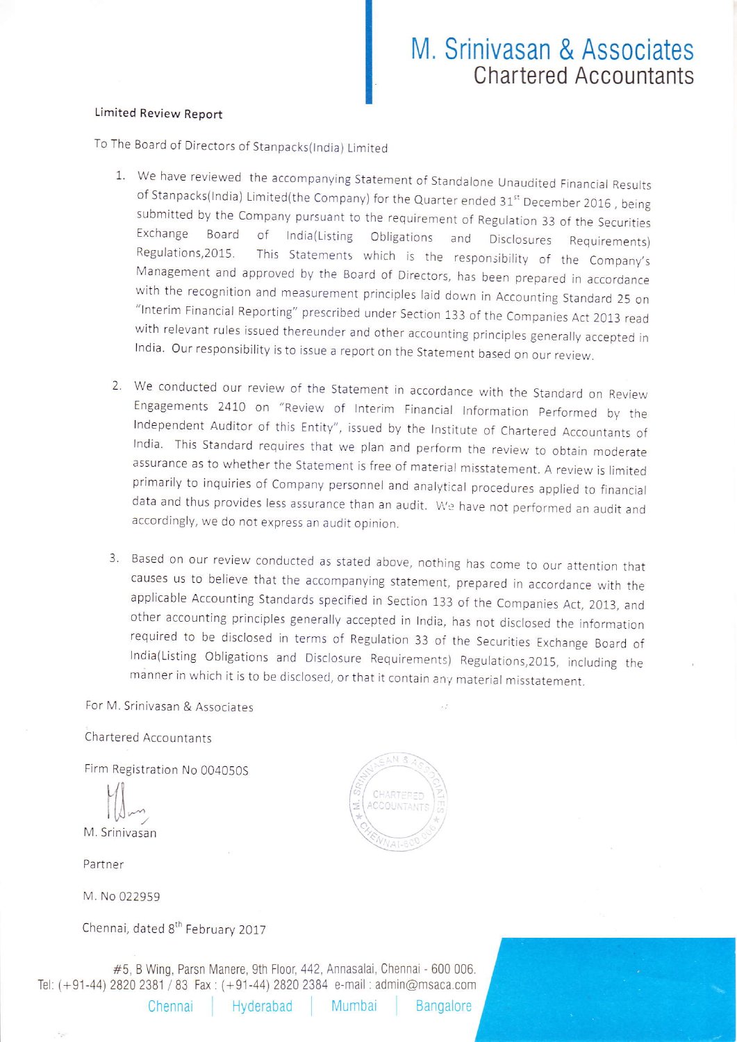# M. Srinivasan & Associates
## Chartered Accountants

**Limited Review Report**

To The Board of Directors of Stanpacks(India) Limited

1. We have reviewed the accompanying Statement of Standalone Unaudited Financial Results of Stanpacks(India) Limited(the Company) for the Quarter ended 31st December 2016, being submitted by the Company pursuant to the requirement of Regulation 33 of the Securities Exchange Board of India(Listing Obligations and Disclosures Requirements) Regulations,2015. This Statements which is the responsibility of the Company's Management and approved by the Board of Directors, has been prepared in accordance with the recognition and measurement principles laid down in Accounting Standard 25 on "Interim Financial Reporting" prescribed under Section 133 of the Companies Act 2013 read with relevant rules issued thereunder and other accounting principles generally accepted in India. Our responsibility is to issue a report on the Statement based on our review.

2. We conducted our review of the Statement in accordance with the Standard on Review Engagements 2410 on "Review of Interim Financial Information Performed by the Independent Auditor of this Entity", issued by the Institute of Chartered Accountants of India. This Standard requires that we plan and perform the review to obtain moderate assurance as to whether the Statement is free of material misstatement. A review is limited primarily to inquiries of Company personnel and analytical procedures applied to financial data and thus provides less assurance than an audit. We have not performed an audit and accordingly, we do not express an audit opinion.

3. Based on our review conducted as stated above, nothing has come to our attention that causes us to believe that the accompanying statement, prepared in accordance with the applicable Accounting Standards specified in Section 133 of the Companies Act, 2013, and other accounting principles generally accepted in India, has not disclosed the information required to be disclosed in terms of Regulation 33 of the Securities Exchange Board of India(Listing Obligations and Disclosure Requirements) Regulations,2015, including the manner in which it is to be disclosed, or that it contain any material misstatement.

For M. Srinivasan & Associates

Chartered Accountants

Firm Registration No 004050S

M. Srinivasan

Partner

M. No 022959

Chennai, dated 8th February 2017

#5, B Wing, Parsn Manere, 9th Floor, 442, Annasalai, Chennai - 600 006.
Tel: (+91-44) 2820 2381 / 83 Fax : (+91-44) 2820 2384 e-mail : admin@msaca.com

Chennai | Hyderabad | Mumbai | Bangalore